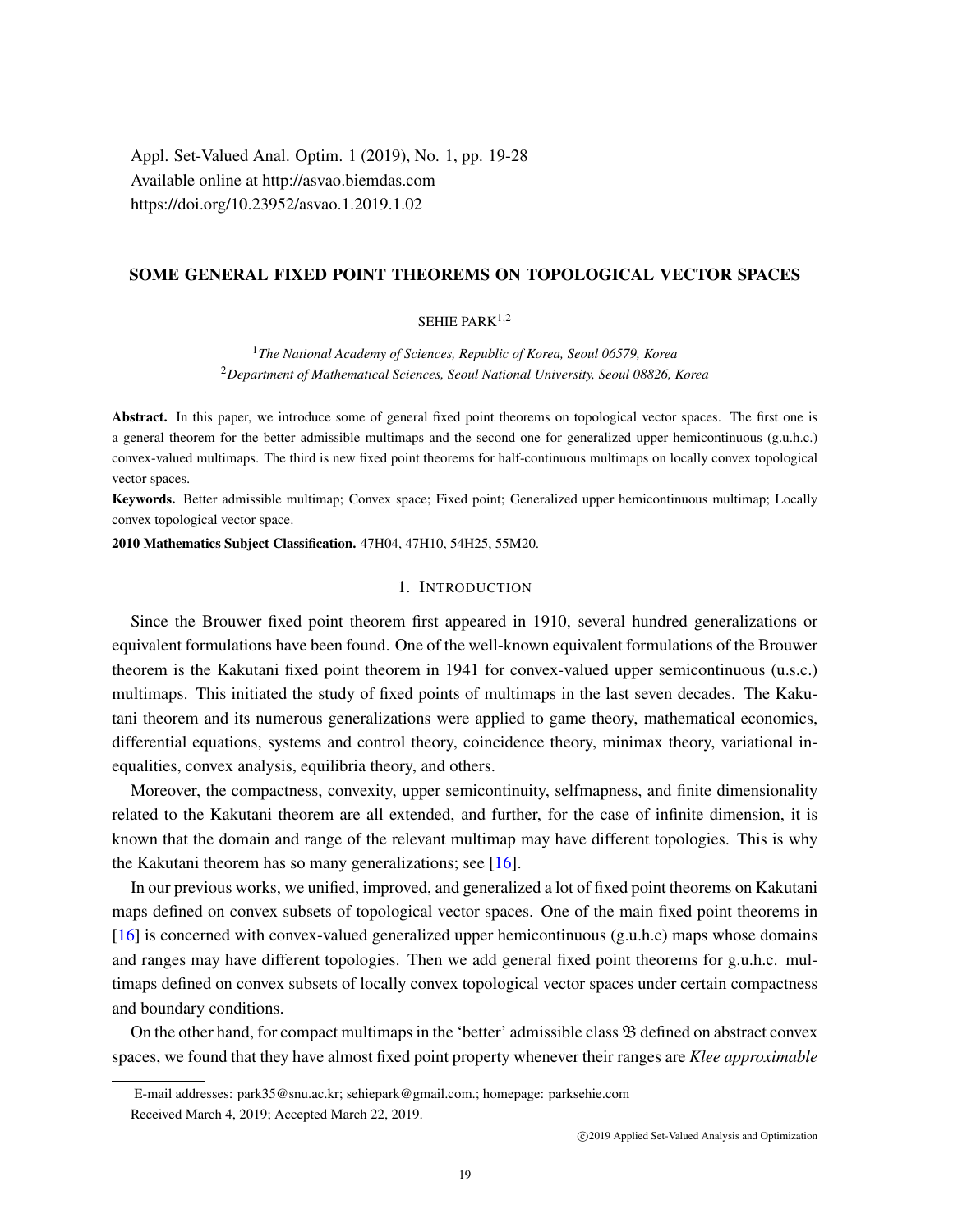Appl. Set-Valued Anal. Optim. 1 (2019), No. 1, pp. 19-28
Available online at http://asvao.biemdas.com
https://doi.org/10.23952/asvao.1.2019.1.02

# SOME GENERAL FIXED POINT THEOREMS ON TOPOLOGICAL VECTOR SPACES

SEHIE PARK[1,2]

[1]*The National Academy of Sciences, Republic of Korea, Seoul 06579, Korea*
[2]*Department of Mathematical Sciences, Seoul National University, Seoul 08826, Korea*

**Abstract.** In this paper, we introduce some of general fixed point theorems on topological vector spaces. The first one is a general theorem for the better admissible multimaps and the second one for generalized upper hemicontinuous (g.u.h.c.) convex-valued multimaps. The third is new fixed point theorems for half-continuous multimaps on locally convex topological vector spaces.

**Keywords.** Better admissible multimap; Convex space; Fixed point; Generalized upper hemicontinuous multimap; Locally convex topological vector space.

**2010 Mathematics Subject Classification.** 47H04, 47H10, 54H25, 55M20.

## 1. Introduction

Since the Brouwer fixed point theorem first appeared in 1910, several hundred generalizations or equivalent formulations have been found. One of the well-known equivalent formulations of the Brouwer theorem is the Kakutani fixed point theorem in 1941 for convex-valued upper semicontinuous (u.s.c.) multimaps. This initiated the study of fixed points of multimaps in the last seven decades. The Kakutani theorem and its numerous generalizations were applied to game theory, mathematical economics, differential equations, systems and control theory, coincidence theory, minimax theory, variational inequalities, convex analysis, equilibria theory, and others.

Moreover, the compactness, convexity, upper semicontinuity, selfmapness, and finite dimensionality related to the Kakutani theorem are all extended, and further, for the case of infinite dimension, it is known that the domain and range of the relevant multimap may have different topologies. This is why the Kakutani theorem has so many generalizations; see [16].

In our previous works, we unified, improved, and generalized a lot of fixed point theorems on Kakutani maps defined on convex subsets of topological vector spaces. One of the main fixed point theorems in [16] is concerned with convex-valued generalized upper hemicontinuous (g.u.h.c) maps whose domains and ranges may have different topologies. Then we add general fixed point theorems for g.u.h.c. multimaps defined on convex subsets of locally convex topological vector spaces under certain compactness and boundary conditions.

On the other hand, for compact multimaps in the 'better' admissible class $\mathfrak{B}$ defined on abstract convex spaces, we found that they have almost fixed point property whenever their ranges are *Klee approximable*

---

E-mail addresses: park35@snu.ac.kr; sehiepark@gmail.com.; homepage: parksehie.com

Received March 4, 2019; Accepted March 22, 2019.

©2019 Applied Set-Valued Analysis and Optimization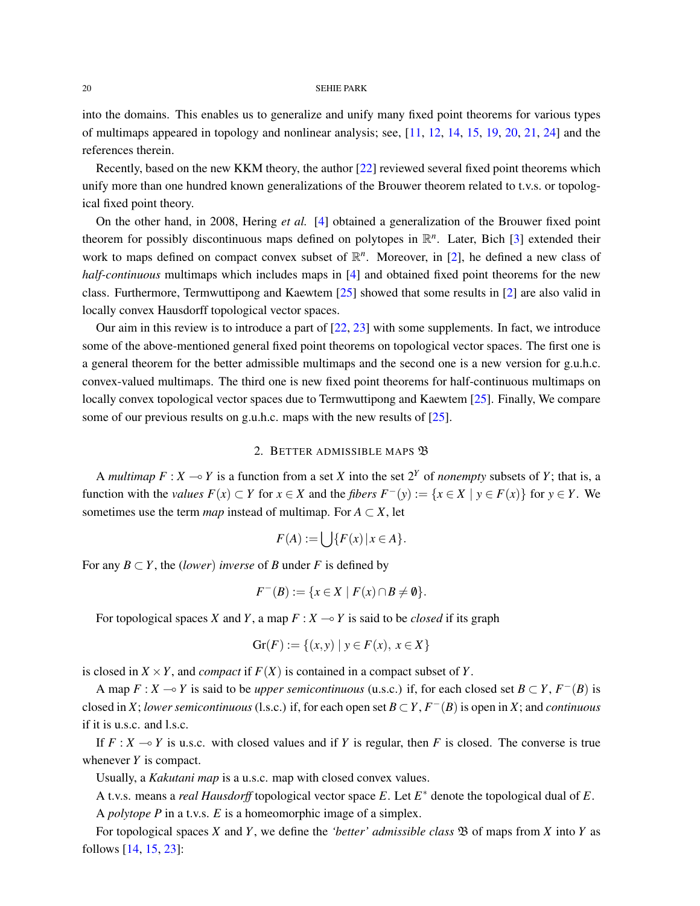into the domains. This enables us to generalize and unify many fixed point theorems for various types of multimaps appeared in topology and nonlinear analysis; see, [11, 12, 14, 15, 19, 20, 21, 24] and the references therein.

Recently, based on the new KKM theory, the author [22] reviewed several fixed point theorems which unify more than one hundred known generalizations of the Brouwer theorem related to t.v.s. or topological fixed point theory.

On the other hand, in 2008, Hering *et al.* [4] obtained a generalization of the Brouwer fixed point theorem for possibly discontinuous maps defined on polytopes in $\mathbb{R}^n$. Later, Bich [3] extended their work to maps defined on compact convex subset of $\mathbb{R}^n$. Moreover, in [2], he defined a new class of *half-continuous* multimaps which includes maps in [4] and obtained fixed point theorems for the new class. Furthermore, Termwuttipong and Kaewtem [25] showed that some results in [2] are also valid in locally convex Hausdorff topological vector spaces.

Our aim in this review is to introduce a part of [22, 23] with some supplements. In fact, we introduce some of the above-mentioned general fixed point theorems on topological vector spaces. The first one is a general theorem for the better admissible multimaps and the second one is a new version for g.u.h.c. convex-valued multimaps. The third one is new fixed point theorems for half-continuous multimaps on locally convex topological vector spaces due to Termwuttipong and Kaewtem [25]. Finally, We compare some of our previous results on g.u.h.c. maps with the new results of [25].

## 2. Better admissible maps $\mathfrak{B}$

A *multimap* $F : X \multimap Y$ is a function from a set $X$ into the set $2^Y$ of *nonempty* subsets of $Y$; that is, a function with the *values* $F(x) \subset Y$ for $x \in X$ and the *fibers* $F^-(y) := \{x \in X \mid y \in F(x)\}$ for $y \in Y$. We sometimes use the term *map* instead of multimap. For $A \subset X$, let

$$F(A) := \bigcup\{F(x) \,|\, x \in A\}.$$

For any $B \subset Y$, the (*lower*) *inverse* of $B$ under $F$ is defined by

$$F^-(B) := \{x \in X \mid F(x) \cap B \neq \emptyset\}.$$

For topological spaces $X$ and $Y$, a map $F : X \multimap Y$ is said to be *closed* if its graph

$$\mathrm{Gr}(F) := \{(x,y) \mid y \in F(x),\ x \in X\}$$

is closed in $X \times Y$, and *compact* if $F(X)$ is contained in a compact subset of $Y$.

A map $F : X \multimap Y$ is said to be *upper semicontinuous* (u.s.c.) if, for each closed set $B \subset Y$, $F^-(B)$ is closed in $X$; *lower semicontinuous* (l.s.c.) if, for each open set $B \subset Y$, $F^-(B)$ is open in $X$; and *continuous* if it is u.s.c. and l.s.c.

If $F : X \multimap Y$ is u.s.c. with closed values and if $Y$ is regular, then $F$ is closed. The converse is true whenever $Y$ is compact.

Usually, a *Kakutani map* is a u.s.c. map with closed convex values.

A t.v.s. means a *real Hausdorff* topological vector space $E$. Let $E^*$ denote the topological dual of $E$.

A *polytope* $P$ in a t.v.s. $E$ is a homeomorphic image of a simplex.

For topological spaces $X$ and $Y$, we define the *'better' admissible class* $\mathfrak{B}$ of maps from $X$ into $Y$ as follows [14, 15, 23]: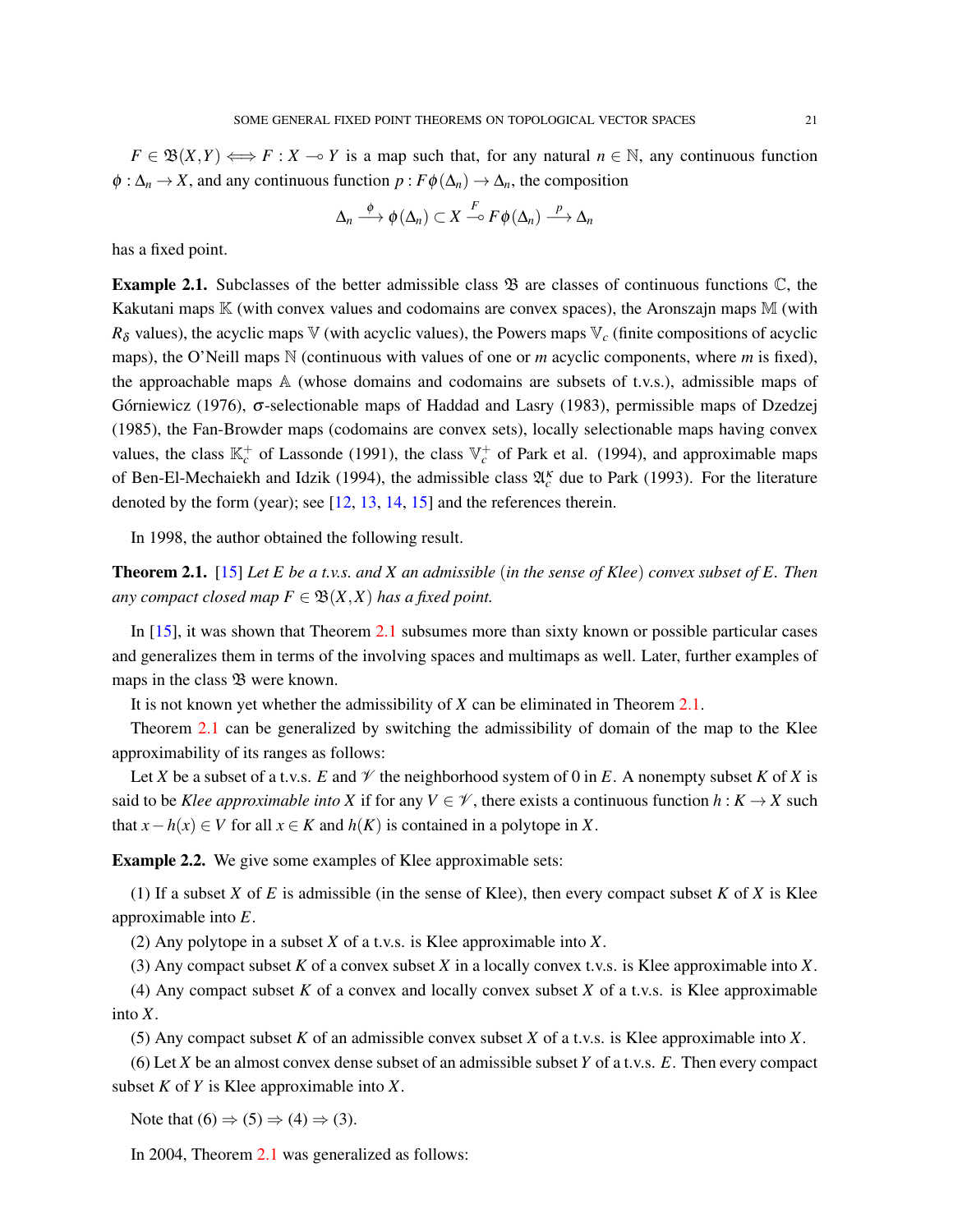$F \in \mathfrak{B}(X,Y) \iff F : X \multimap Y$ is a map such that, for any natural $n \in \mathbb{N}$, any continuous function $\phi : \Delta_n \to X$, and any continuous function $p : F\phi(\Delta_n) \to \Delta_n$, the composition

$$\Delta_n \xrightarrow{\phi} \phi(\Delta_n) \subset X \overset{F}{\multimap} F\phi(\Delta_n) \xrightarrow{p} \Delta_n$$

has a fixed point.

**Example 2.1.** Subclasses of the better admissible class $\mathfrak{B}$ are classes of continuous functions $\mathbb{C}$, the Kakutani maps $\mathbb{K}$ (with convex values and codomains are convex spaces), the Aronszajn maps $\mathbb{M}$ (with $R_\delta$ values), the acyclic maps $\mathbb{V}$ (with acyclic values), the Powers maps $\mathbb{V}_c$ (finite compositions of acyclic maps), the O'Neill maps $\mathbb{N}$ (continuous with values of one or $m$ acyclic components, where $m$ is fixed), the approachable maps $\mathbb{A}$ (whose domains and codomains are subsets of t.v.s.), admissible maps of Górniewicz (1976), $\sigma$-selectionable maps of Haddad and Lasry (1983), permissible maps of Dzedzej (1985), the Fan-Browder maps (codomains are convex sets), locally selectionable maps having convex values, the class $\mathbb{K}_c^+$ of Lassonde (1991), the class $\mathbb{V}_c^+$ of Park et al. (1994), and approximable maps of Ben-El-Mechaiekh and Idzik (1994), the admissible class $\mathfrak{A}_c^\kappa$ due to Park (1993). For the literature denoted by the form (year); see [12, 13, 14, 15] and the references therein.

In 1998, the author obtained the following result.

**Theorem 2.1.** [15] *Let $E$ be a t.v.s. and $X$ an admissible* (*in the sense of Klee*) *convex subset of $E$. Then any compact closed map $F \in \mathfrak{B}(X,X)$ has a fixed point.*

In [15], it was shown that Theorem 2.1 subsumes more than sixty known or possible particular cases and generalizes them in terms of the involving spaces and multimaps as well. Later, further examples of maps in the class $\mathfrak{B}$ were known.

It is not known yet whether the admissibility of $X$ can be eliminated in Theorem 2.1.

Theorem 2.1 can be generalized by switching the admissibility of domain of the map to the Klee approximability of its ranges as follows:

Let $X$ be a subset of a t.v.s. $E$ and $\mathscr{V}$ the neighborhood system of 0 in $E$. A nonempty subset $K$ of $X$ is said to be *Klee approximable into* $X$ if for any $V \in \mathscr{V}$, there exists a continuous function $h : K \to X$ such that $x - h(x) \in V$ for all $x \in K$ and $h(K)$ is contained in a polytope in $X$.

**Example 2.2.** We give some examples of Klee approximable sets:

(1) If a subset $X$ of $E$ is admissible (in the sense of Klee), then every compact subset $K$ of $X$ is Klee approximable into $E$.

(2) Any polytope in a subset $X$ of a t.v.s. is Klee approximable into $X$.

(3) Any compact subset $K$ of a convex subset $X$ in a locally convex t.v.s. is Klee approximable into $X$.

(4) Any compact subset $K$ of a convex and locally convex subset $X$ of a t.v.s. is Klee approximable into $X$.

(5) Any compact subset $K$ of an admissible convex subset $X$ of a t.v.s. is Klee approximable into $X$.

(6) Let $X$ be an almost convex dense subset of an admissible subset $Y$ of a t.v.s. $E$. Then every compact subset $K$ of $Y$ is Klee approximable into $X$.

Note that (6) $\Rightarrow$ (5) $\Rightarrow$ (4) $\Rightarrow$ (3).

In 2004, Theorem 2.1 was generalized as follows: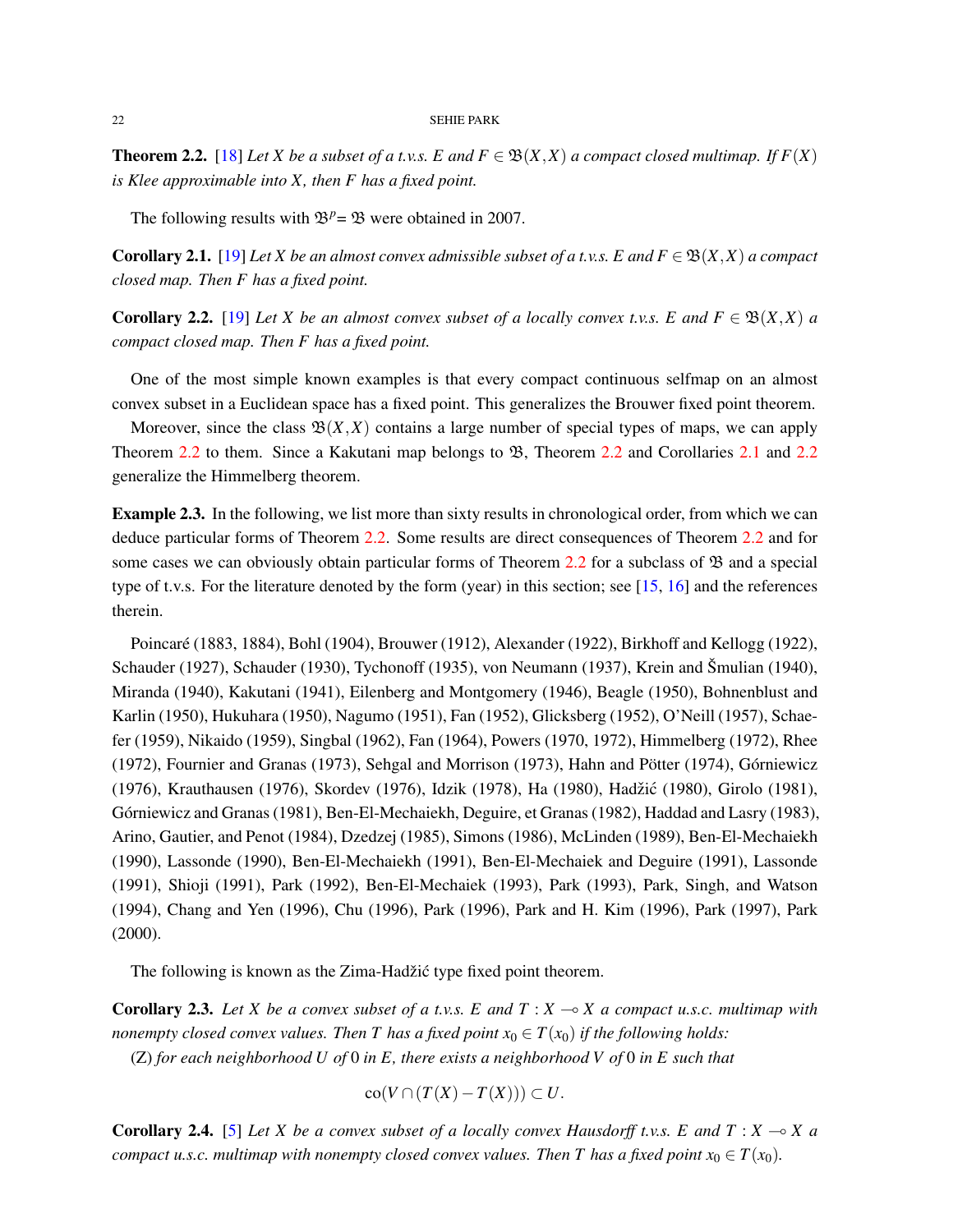**Theorem 2.2.** [18] *Let $X$ be a subset of a t.v.s. $E$ and $F \in \mathfrak{B}(X,X)$ a compact closed multimap. If $F(X)$ is Klee approximable into $X$, then $F$ has a fixed point.*

The following results with $\mathfrak{B}^p = \mathfrak{B}$ were obtained in 2007.

**Corollary 2.1.** [19] *Let $X$ be an almost convex admissible subset of a t.v.s. $E$ and $F \in \mathfrak{B}(X,X)$ a compact closed map. Then $F$ has a fixed point.*

**Corollary 2.2.** [19] *Let $X$ be an almost convex subset of a locally convex t.v.s. $E$ and $F \in \mathfrak{B}(X,X)$ a compact closed map. Then $F$ has a fixed point.*

One of the most simple known examples is that every compact continuous selfmap on an almost convex subset in a Euclidean space has a fixed point. This generalizes the Brouwer fixed point theorem.

Moreover, since the class $\mathfrak{B}(X,X)$ contains a large number of special types of maps, we can apply Theorem 2.2 to them. Since a Kakutani map belongs to $\mathfrak{B}$, Theorem 2.2 and Corollaries 2.1 and 2.2 generalize the Himmelberg theorem.

**Example 2.3.** In the following, we list more than sixty results in chronological order, from which we can deduce particular forms of Theorem 2.2. Some results are direct consequences of Theorem 2.2 and for some cases we can obviously obtain particular forms of Theorem 2.2 for a subclass of $\mathfrak{B}$ and a special type of t.v.s. For the literature denoted by the form (year) in this section; see [15, 16] and the references therein.

Poincaré (1883, 1884), Bohl (1904), Brouwer (1912), Alexander (1922), Birkhoff and Kellogg (1922), Schauder (1927), Schauder (1930), Tychonoff (1935), von Neumann (1937), Krein and Šmulian (1940), Miranda (1940), Kakutani (1941), Eilenberg and Montgomery (1946), Beagle (1950), Bohnenblust and Karlin (1950), Hukuhara (1950), Nagumo (1951), Fan (1952), Glicksberg (1952), O'Neill (1957), Schaefer (1959), Nikaido (1959), Singbal (1962), Fan (1964), Powers (1970, 1972), Himmelberg (1972), Rhee (1972), Fournier and Granas (1973), Sehgal and Morrison (1973), Hahn and Pötter (1974), Górniewicz (1976), Krauthausen (1976), Skordev (1976), Idzik (1978), Ha (1980), Hadžić (1980), Girolo (1981), Górniewicz and Granas (1981), Ben-El-Mechaiekh, Deguire, et Granas (1982), Haddad and Lasry (1983), Arino, Gautier, and Penot (1984), Dzedzej (1985), Simons (1986), McLinden (1989), Ben-El-Mechaiekh (1990), Lassonde (1990), Ben-El-Mechaiekh (1991), Ben-El-Mechaiek and Deguire (1991), Lassonde (1991), Shioji (1991), Park (1992), Ben-El-Mechaiek (1993), Park (1993), Park, Singh, and Watson (1994), Chang and Yen (1996), Chu (1996), Park (1996), Park and H. Kim (1996), Park (1997), Park (2000).

The following is known as the Zima-Hadžić type fixed point theorem.

**Corollary 2.3.** *Let $X$ be a convex subset of a t.v.s. $E$ and $T : X \multimap X$ a compact u.s.c. multimap with nonempty closed convex values. Then $T$ has a fixed point $x_0 \in T(x_0)$ if the following holds:*

(Z) *for each neighborhood $U$ of $0$ in $E$, there exists a neighborhood $V$ of $0$ in $E$ such that*

$$\mathrm{co}(V \cap (T(X) - T(X))) \subset U.$$

**Corollary 2.4.** [5] *Let $X$ be a convex subset of a locally convex Hausdorff t.v.s. $E$ and $T : X \multimap X$ a compact u.s.c. multimap with nonempty closed convex values. Then $T$ has a fixed point $x_0 \in T(x_0)$.*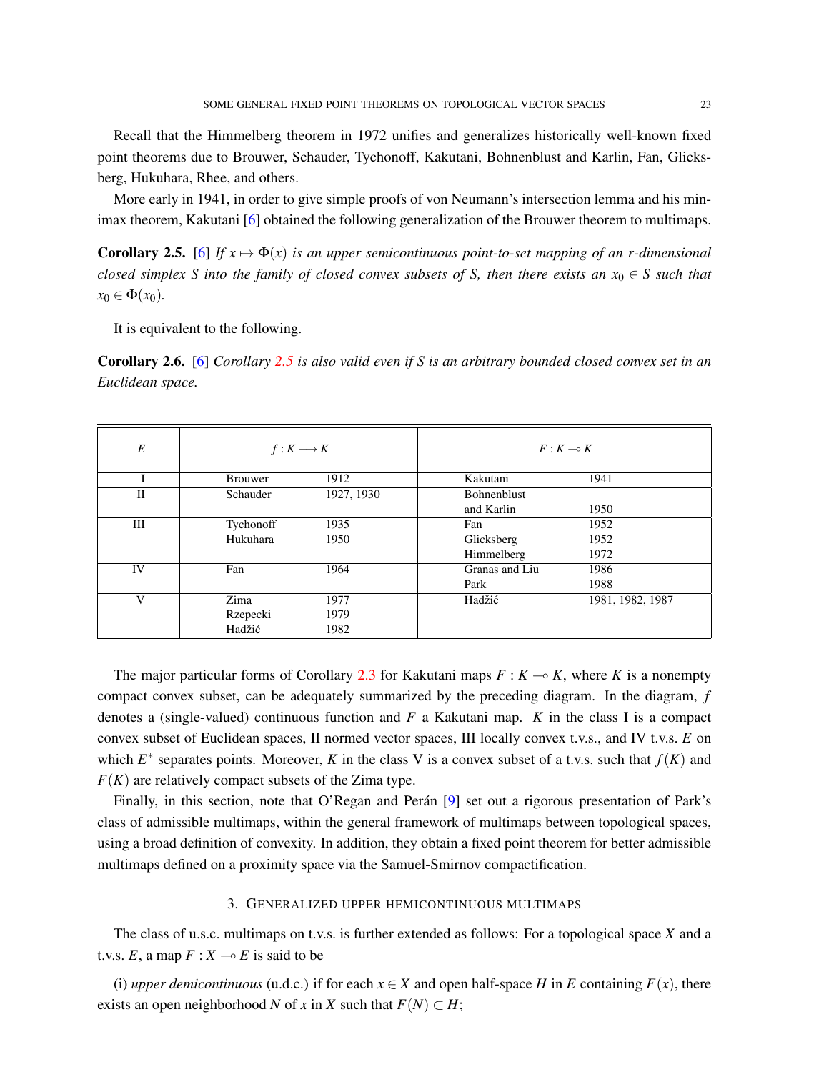Recall that the Himmelberg theorem in 1972 unifies and generalizes historically well-known fixed point theorems due to Brouwer, Schauder, Tychonoff, Kakutani, Bohnenblust and Karlin, Fan, Glicksberg, Hukuhara, Rhee, and others.

More early in 1941, in order to give simple proofs of von Neumann's intersection lemma and his minimax theorem, Kakutani [6] obtained the following generalization of the Brouwer theorem to multimaps.

**Corollary 2.5.** [6] *If $x \mapsto \Phi(x)$ is an upper semicontinuous point-to-set mapping of an r-dimensional closed simplex S into the family of closed convex subsets of S, then there exists an $x_0 \in S$ such that $x_0 \in \Phi(x_0)$.*

It is equivalent to the following.

**Corollary 2.6.** [6] *Corollary 2.5 is also valid even if S is an arbitrary bounded closed convex set in an Euclidean space.*

| $E$ | $f : K \longrightarrow K$ | | $F : K \multimap K$ | |
|---|---|---|---|---|
| I | Brouwer | 1912 | Kakutani | 1941 |
| II | Schauder | 1927, 1930 | Bohnenblust and Karlin | 1950 |
| III | Tychonoff<br>Hukuhara | 1935<br>1950 | Fan<br>Glicksberg<br>Himmelberg | 1952<br>1952<br>1972 |
| IV | Fan | 1964 | Granas and Liu<br>Park | 1986<br>1988 |
| V | Zima<br>Rzepecki<br>Hadžić | 1977<br>1979<br>1982 | Hadžić | 1981, 1982, 1987 |

The major particular forms of Corollary 2.3 for Kakutani maps $F : K \multimap K$, where $K$ is a nonempty compact convex subset, can be adequately summarized by the preceding diagram. In the diagram, $f$ denotes a (single-valued) continuous function and $F$ a Kakutani map. $K$ in the class I is a compact convex subset of Euclidean spaces, II normed vector spaces, III locally convex t.v.s., and IV t.v.s. $E$ on which $E^*$ separates points. Moreover, $K$ in the class V is a convex subset of a t.v.s. such that $f(K)$ and $F(K)$ are relatively compact subsets of the Zima type.

Finally, in this section, note that O'Regan and Perán [9] set out a rigorous presentation of Park's class of admissible multimaps, within the general framework of multimaps between topological spaces, using a broad definition of convexity. In addition, they obtain a fixed point theorem for better admissible multimaps defined on a proximity space via the Samuel-Smirnov compactification.

## 3. Generalized upper hemicontinuous multimaps

The class of u.s.c. multimaps on t.v.s. is further extended as follows: For a topological space $X$ and a t.v.s. $E$, a map $F : X \multimap E$ is said to be

(i) *upper demicontinuous* (u.d.c.) if for each $x \in X$ and open half-space $H$ in $E$ containing $F(x)$, there exists an open neighborhood $N$ of $x$ in $X$ such that $F(N) \subset H$;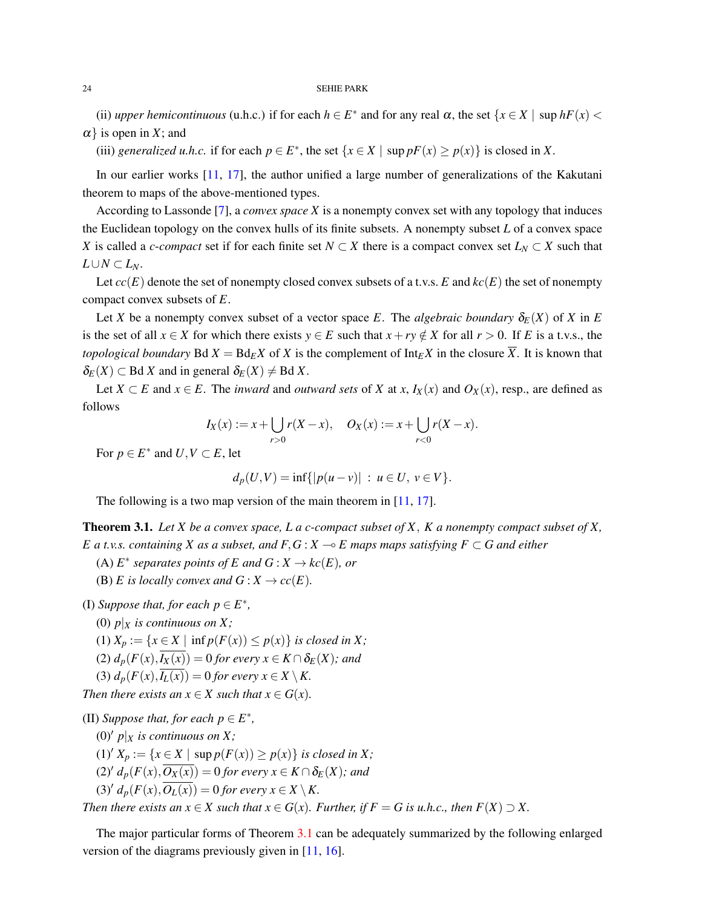(ii) *upper hemicontinuous* (u.h.c.) if for each $h \in E^*$ and for any real $\alpha$, the set $\{x \in X \mid \sup hF(x) < \alpha\}$ is open in $X$; and

(iii) *generalized u.h.c.* if for each $p \in E^*$, the set $\{x \in X \mid \sup pF(x) \geq p(x)\}$ is closed in $X$.

In our earlier works [11, 17], the author unified a large number of generalizations of the Kakutani theorem to maps of the above-mentioned types.

According to Lassonde [7], a *convex space* $X$ is a nonempty convex set with any topology that induces the Euclidean topology on the convex hulls of its finite subsets. A nonempty subset $L$ of a convex space $X$ is called a *c-compact* set if for each finite set $N \subset X$ there is a compact convex set $L_N \subset X$ such that $L \cup N \subset L_N$.

Let $cc(E)$ denote the set of nonempty closed convex subsets of a t.v.s. $E$ and $kc(E)$ the set of nonempty compact convex subsets of $E$.

Let $X$ be a nonempty convex subset of a vector space $E$. The *algebraic boundary* $\delta_E(X)$ of $X$ in $E$ is the set of all $x \in X$ for which there exists $y \in E$ such that $x + ry \notin X$ for all $r > 0$. If $E$ is a t.v.s., the *topological boundary* $\mathrm{Bd}\, X = \mathrm{Bd}_E X$ of $X$ is the complement of $\mathrm{Int}_E X$ in the closure $\overline{X}$. It is known that $\delta_E(X) \subset \mathrm{Bd}\, X$ and in general $\delta_E(X) \neq \mathrm{Bd}\, X$.

Let $X \subset E$ and $x \in E$. The *inward* and *outward sets* of $X$ at $x$, $I_X(x)$ and $O_X(x)$, resp., are defined as follows

$$I_X(x) := x + \bigcup_{r>0} r(X - x), \quad O_X(x) := x + \bigcup_{r<0} r(X - x).$$

For $p \in E^*$ and $U, V \subset E$, let

$$d_p(U, V) = \inf\{|p(u - v)| \ : \ u \in U, \ v \in V\}.$$

The following is a two map version of the main theorem in [11, 17].

**Theorem 3.1.** *Let $X$ be a convex space, $L$ a c-compact subset of $X$, $K$ a nonempty compact subset of $X$, $E$ a t.v.s. containing $X$ as a subset, and $F, G : X \multimap E$ maps maps satisfying $F \subset G$ and either*

(A) *$E^*$ separates points of $E$ and $G : X \to kc(E)$, or*

(B) *$E$ is locally convex and $G : X \to cc(E)$.*

(I) *Suppose that, for each $p \in E^*$,*

(0) *$p|_X$ is continuous on $X$;*

(1) *$X_p := \{x \in X \mid \inf p(F(x)) \leq p(x)\}$ is closed in $X$;*

(2) *$d_p(F(x), \overline{I_X(x)}) = 0$ for every $x \in K \cap \delta_E(X)$; and*

(3) *$d_p(F(x), \overline{I_L(x)}) = 0$ for every $x \in X \setminus K$.*

*Then there exists an $x \in X$ such that $x \in G(x)$.*

(II) *Suppose that, for each $p \in E^*$,*

(0)′ *$p|_X$ is continuous on $X$;*

(1)′ *$X_p := \{x \in X \mid \sup p(F(x)) \geq p(x)\}$ is closed in $X$;*

(2)′ *$d_p(F(x), \overline{O_X(x)}) = 0$ for every $x \in K \cap \delta_E(X)$; and*

(3)′ *$d_p(F(x), \overline{O_L(x)}) = 0$ for every $x \in X \setminus K$.*

*Then there exists an $x \in X$ such that $x \in G(x)$. Further, if $F = G$ is u.h.c., then $F(X) \supset X$.*

The major particular forms of Theorem 3.1 can be adequately summarized by the following enlarged version of the diagrams previously given in [11, 16].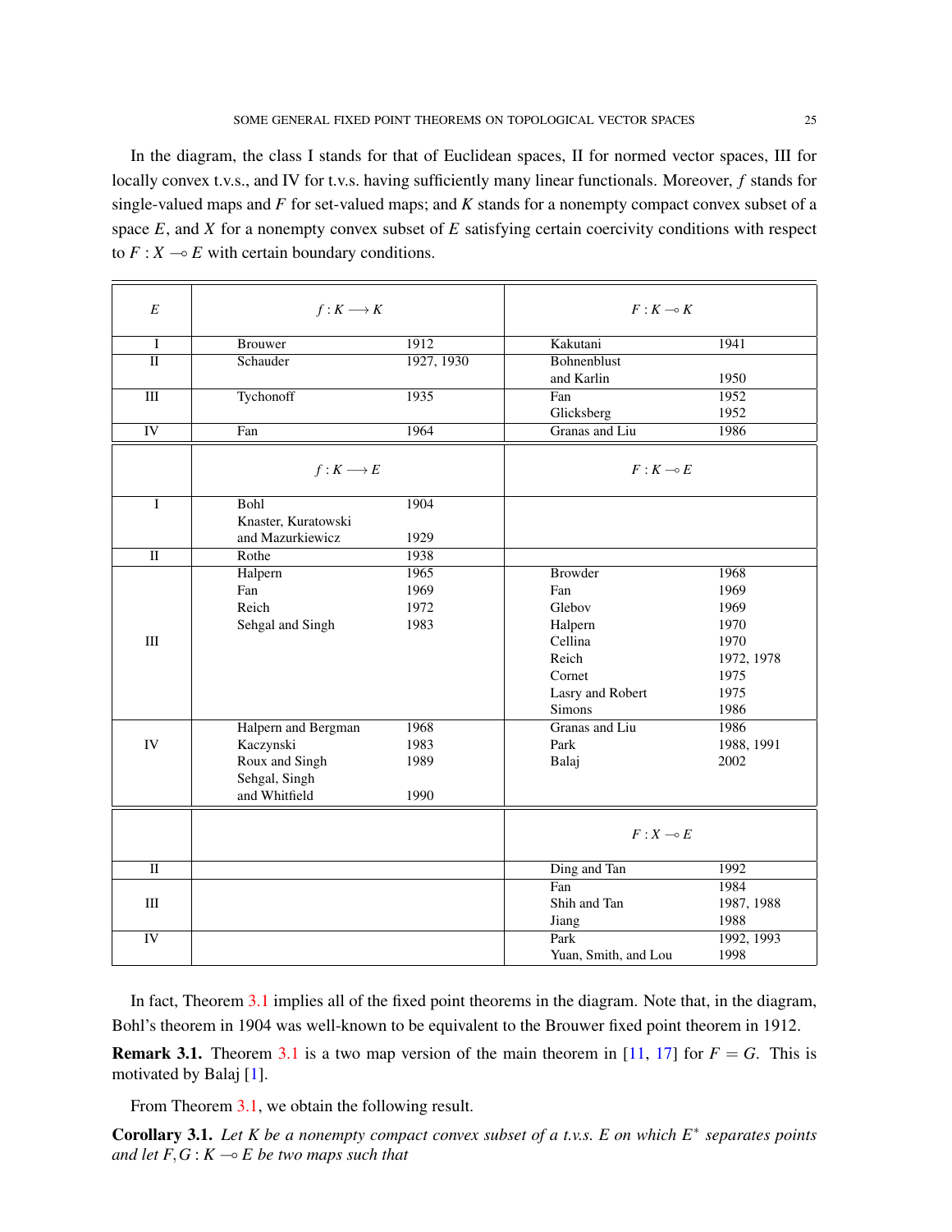In the diagram, the class I stands for that of Euclidean spaces, II for normed vector spaces, III for locally convex t.v.s., and IV for t.v.s. having sufficiently many linear functionals. Moreover, $f$ stands for single-valued maps and $F$ for set-valued maps; and $K$ stands for a nonempty compact convex subset of a space $E$, and $X$ for a nonempty convex subset of $E$ satisfying certain coercivity conditions with respect to $F : X \multimap E$ with certain boundary conditions.

| $E$ | $f : K \longrightarrow K$ | | $F : K \multimap K$ | |
|---|---|---|---|---|
| I | Brouwer | 1912 | Kakutani | 1941 |
| II | Schauder | 1927, 1930 | Bohnenblust and Karlin | 1950 |
| III | Tychonoff | 1935 | Fan<br>Glicksberg | 1952<br>1952 |
| IV | Fan | 1964 | Granas and Liu | 1986 |
| | $f : K \longrightarrow E$ | | $F : K \multimap E$ | |
| I | Bohl<br>Knaster, Kuratowski and Mazurkiewicz | 1904<br>1929 | | |
| II | Rothe | 1938 | | |
| III | Halpern<br>Fan<br>Reich<br>Sehgal and Singh | 1965<br>1969<br>1972<br>1983 | Browder<br>Fan<br>Glebov<br>Halpern<br>Cellina<br>Reich<br>Cornet<br>Lasry and Robert<br>Simons | 1968<br>1969<br>1969<br>1970<br>1970<br>1972, 1978<br>1975<br>1975<br>1986 |
| IV | Halpern and Bergman<br>Kaczynski<br>Roux and Singh<br>Sehgal, Singh and Whitfield | 1968<br>1983<br>1989<br>1990 | Granas and Liu<br>Park<br>Balaj | 1986<br>1988, 1991<br>2002 |
| | | | $F : X \multimap E$ | |
| II | | | Ding and Tan | 1992 |
| III | | | Fan<br>Shih and Tan<br>Jiang | 1984<br>1987, 1988<br>1988 |
| IV | | | Park<br>Yuan, Smith, and Lou | 1992, 1993<br>1998 |

In fact, Theorem 3.1 implies all of the fixed point theorems in the diagram. Note that, in the diagram, Bohl's theorem in 1904 was well-known to be equivalent to the Brouwer fixed point theorem in 1912.

**Remark 3.1.** Theorem 3.1 is a two map version of the main theorem in [11, 17] for $F = G$. This is motivated by Balaj [1].

From Theorem 3.1, we obtain the following result.

**Corollary 3.1.** *Let $K$ be a nonempty compact convex subset of a t.v.s. $E$ on which $E^*$ separates points and let $F, G : K \multimap E$ be two maps such that*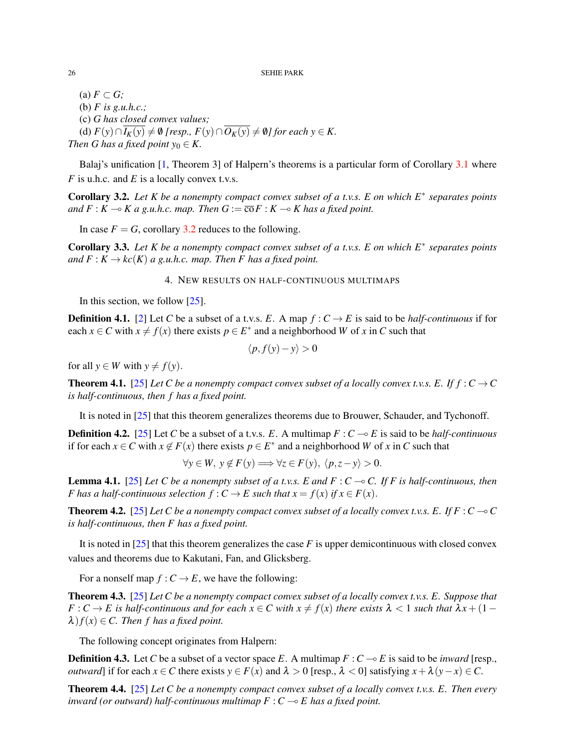(a) $F \subset G$;
(b) $F$ is g.u.h.c.;
(c) $G$ has closed convex values;
(d) $F(y) \cap \overline{I_K(y)} \neq \emptyset$ [resp., $F(y) \cap \overline{O_K(y)} \neq \emptyset$] for each $y \in K$.
*Then $G$ has a fixed point $y_0 \in K$.*

Balaj's unification [1, Theorem 3] of Halpern's theorems is a particular form of Corollary 3.1 where $F$ is u.h.c. and $E$ is a locally convex t.v.s.

**Corollary 3.2.** *Let $K$ be a nonempty compact convex subset of a t.v.s. $E$ on which $E^*$ separates points and $F : K \multimap K$ a g.u.h.c. map. Then $G := \overline{\text{co}} F : K \multimap K$ has a fixed point.*

In case $F = G$, corollary 3.2 reduces to the following.

**Corollary 3.3.** *Let $K$ be a nonempty compact convex subset of a t.v.s. $E$ on which $E^*$ separates points and $F : K \to kc(K)$ a g.u.h.c. map. Then $F$ has a fixed point.*

## 4. New results on half-continuous multimaps

In this section, we follow [25].

**Definition 4.1.** [2] Let $C$ be a subset of a t.v.s. $E$. A map $f : C \to E$ is said to be *half-continuous* if for each $x \in C$ with $x \neq f(x)$ there exists $p \in E^*$ and a neighborhood $W$ of $x$ in $C$ such that

$$\langle p, f(y) - y \rangle > 0$$

for all $y \in W$ with $y \neq f(y)$.

**Theorem 4.1.** [25] *Let $C$ be a nonempty compact convex subset of a locally convex t.v.s. $E$. If $f : C \to C$ is half-continuous, then $f$ has a fixed point.*

It is noted in [25] that this theorem generalizes theorems due to Brouwer, Schauder, and Tychonoff.

**Definition 4.2.** [25] Let $C$ be a subset of a t.v.s. $E$. A multimap $F : C \multimap E$ is said to be *half-continuous* if for each $x \in C$ with $x \notin F(x)$ there exists $p \in E^*$ and a neighborhood $W$ of $x$ in $C$ such that

$$\forall y \in W,\ y \notin F(y) \Longrightarrow \forall z \in F(y),\ \langle p, z - y \rangle > 0.$$

**Lemma 4.1.** [25] *Let $C$ be a nonempty subset of a t.v.s. $E$ and $F : C \multimap C$. If $F$ is half-continuous, then $F$ has a half-continuous selection $f : C \to E$ such that $x = f(x)$ if $x \in F(x)$.*

**Theorem 4.2.** [25] *Let $C$ be a nonempty compact convex subset of a locally convex t.v.s. $E$. If $F : C \multimap C$ is half-continuous, then $F$ has a fixed point.*

It is noted in [25] that this theorem generalizes the case $F$ is upper demicontinuous with closed convex values and theorems due to Kakutani, Fan, and Glicksberg.

For a nonself map $f : C \to E$, we have the following:

**Theorem 4.3.** [25] *Let $C$ be a nonempty compact convex subset of a locally convex t.v.s. $E$. Suppose that $F : C \to E$ is half-continuous and for each $x \in C$ with $x \neq f(x)$ there exists $\lambda < 1$ such that $\lambda x + (1 - \lambda) f(x) \in C$. Then $f$ has a fixed point.*

The following concept originates from Halpern:

**Definition 4.3.** Let $C$ be a subset of a vector space $E$. A multimap $F : C \multimap E$ is said to be *inward* [resp., *outward*] if for each $x \in C$ there exists $y \in F(x)$ and $\lambda > 0$ [resp., $\lambda < 0$] satisfying $x + \lambda(y - x) \in C$.

**Theorem 4.4.** [25] *Let $C$ be a nonempty compact convex subset of a locally convex t.v.s. $E$. Then every inward (or outward) half-continuous multimap $F : C \multimap E$ has a fixed point.*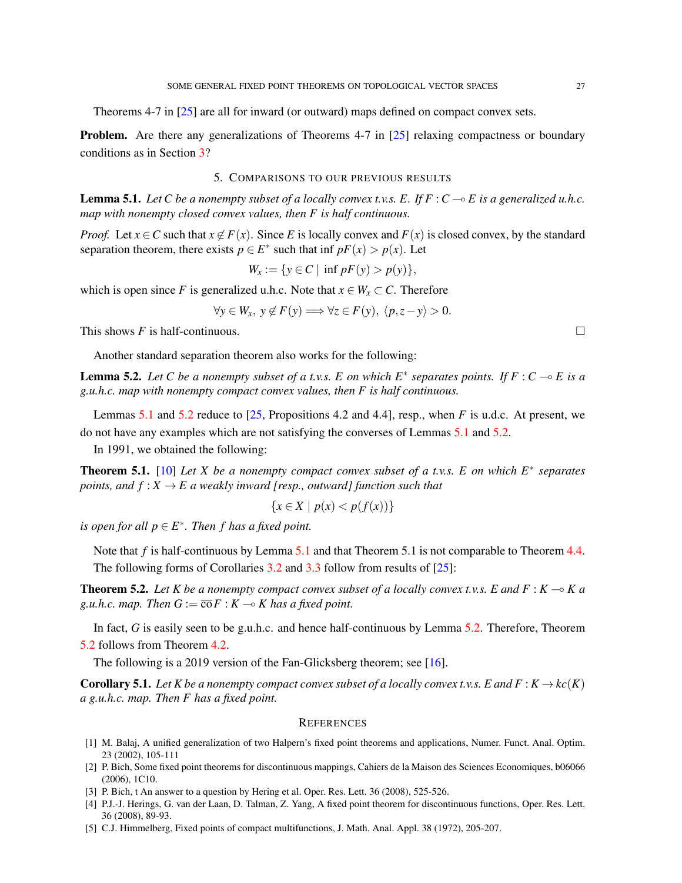Theorems 4-7 in [25] are all for inward (or outward) maps defined on compact convex sets.

**Problem.** Are there any generalizations of Theorems 4-7 in [25] relaxing compactness or boundary conditions as in Section 3?

## 5. Comparisons to our previous results

**Lemma 5.1.** *Let $C$ be a nonempty subset of a locally convex t.v.s. $E$. If $F : C \multimap E$ is a generalized u.h.c. map with nonempty closed convex values, then $F$ is half continuous.*

*Proof.* Let $x \in C$ such that $x \notin F(x)$. Since $E$ is locally convex and $F(x)$ is closed convex, by the standard separation theorem, there exists $p \in E^*$ such that $\inf pF(x) > p(x)$. Let

$$W_x := \{y \in C \mid \inf pF(y) > p(y)\},$$

which is open since $F$ is generalized u.h.c. Note that $x \in W_x \subset C$. Therefore

$$\forall y \in W_x,\ y \notin F(y) \Longrightarrow \forall z \in F(y),\ \langle p, z - y\rangle > 0.$$

This shows $F$ is half-continuous. □

Another standard separation theorem also works for the following:

**Lemma 5.2.** *Let $C$ be a nonempty subset of a t.v.s. $E$ on which $E^*$ separates points. If $F : C \multimap E$ is a g.u.h.c. map with nonempty compact convex values, then $F$ is half continuous.*

Lemmas 5.1 and 5.2 reduce to [25, Propositions 4.2 and 4.4], resp., when $F$ is u.d.c. At present, we do not have any examples which are not satisfying the converses of Lemmas 5.1 and 5.2.

In 1991, we obtained the following:

**Theorem 5.1.** [10] *Let $X$ be a nonempty compact convex subset of a t.v.s. $E$ on which $E^*$ separates points, and $f : X \to E$ a weakly inward [resp., outward] function such that*

$$\{x \in X \mid p(x) < p(f(x))\}$$

*is open for all $p \in E^*$. Then $f$ has a fixed point.*

Note that $f$ is half-continuous by Lemma 5.1 and that Theorem 5.1 is not comparable to Theorem 4.4.

The following forms of Corollaries 3.2 and 3.3 follow from results of [25]:

**Theorem 5.2.** *Let $K$ be a nonempty compact convex subset of a locally convex t.v.s. $E$ and $F : K \multimap K$ a g.u.h.c. map. Then $G := \overline{\text{co}}F : K \multimap K$ has a fixed point.*

In fact, $G$ is easily seen to be g.u.h.c. and hence half-continuous by Lemma 5.2. Therefore, Theorem 5.2 follows from Theorem 4.2.

The following is a 2019 version of the Fan-Glicksberg theorem; see [16].

**Corollary 5.1.** *Let $K$ be a nonempty compact convex subset of a locally convex t.v.s. $E$ and $F : K \to kc(K)$ a g.u.h.c. map. Then $F$ has a fixed point.*

## References

[1] M. Balaj, A unified generalization of two Halpern's fixed point theorems and applications, Numer. Funct. Anal. Optim. 23 (2002), 105-111

[2] P. Bich, Some fixed point theorems for discontinuous mappings, Cahiers de la Maison des Sciences Economiques, b06066 (2006), 1C10.

[3] P. Bich, t An answer to a question by Hering et al. Oper. Res. Lett. 36 (2008), 525-526.

[4] P.J.-J. Herings, G. van der Laan, D. Talman, Z. Yang, A fixed point theorem for discontinuous functions, Oper. Res. Lett. 36 (2008), 89-93.

[5] C.J. Himmelberg, Fixed points of compact multifunctions, J. Math. Anal. Appl. 38 (1972), 205-207.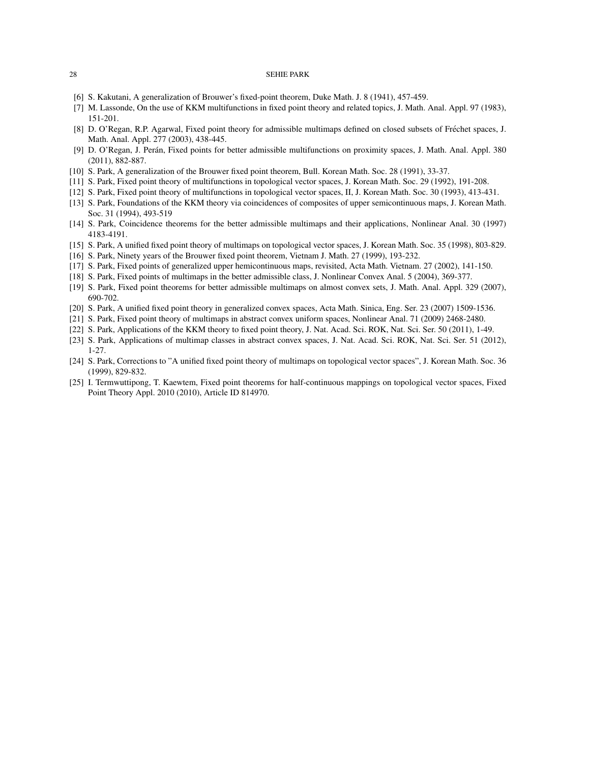[6] S. Kakutani, A generalization of Brouwer's fixed-point theorem, Duke Math. J. 8 (1941), 457-459.

[7] M. Lassonde, On the use of KKM multifunctions in fixed point theory and related topics, J. Math. Anal. Appl. 97 (1983), 151-201.

[8] D. O'Regan, R.P. Agarwal, Fixed point theory for admissible multimaps defined on closed subsets of Fréchet spaces, J. Math. Anal. Appl. 277 (2003), 438-445.

[9] D. O'Regan, J. Perán, Fixed points for better admissible multifunctions on proximity spaces, J. Math. Anal. Appl. 380 (2011), 882-887.

[10] S. Park, A generalization of the Brouwer fixed point theorem, Bull. Korean Math. Soc. 28 (1991), 33-37.

[11] S. Park, Fixed point theory of multifunctions in topological vector spaces, J. Korean Math. Soc. 29 (1992), 191-208.

[12] S. Park, Fixed point theory of multifunctions in topological vector spaces, II, J. Korean Math. Soc. 30 (1993), 413-431.

[13] S. Park, Foundations of the KKM theory via coincidences of composites of upper semicontinuous maps, J. Korean Math. Soc. 31 (1994), 493-519

[14] S. Park, Coincidence theorems for the better admissible multimaps and their applications, Nonlinear Anal. 30 (1997) 4183-4191.

[15] S. Park, A unified fixed point theory of multimaps on topological vector spaces, J. Korean Math. Soc. 35 (1998), 803-829.

[16] S. Park, Ninety years of the Brouwer fixed point theorem, Vietnam J. Math. 27 (1999), 193-232.

[17] S. Park, Fixed points of generalized upper hemicontinuous maps, revisited, Acta Math. Vietnam. 27 (2002), 141-150.

[18] S. Park, Fixed points of multimaps in the better admissible class, J. Nonlinear Convex Anal. 5 (2004), 369-377.

[19] S. Park, Fixed point theorems for better admissible multimaps on almost convex sets, J. Math. Anal. Appl. 329 (2007), 690-702.

[20] S. Park, A unified fixed point theory in generalized convex spaces, Acta Math. Sinica, Eng. Ser. 23 (2007) 1509-1536.

[21] S. Park, Fixed point theory of multimaps in abstract convex uniform spaces, Nonlinear Anal. 71 (2009) 2468-2480.

[22] S. Park, Applications of the KKM theory to fixed point theory, J. Nat. Acad. Sci. ROK, Nat. Sci. Ser. 50 (2011), 1-49.

[23] S. Park, Applications of multimap classes in abstract convex spaces, J. Nat. Acad. Sci. ROK, Nat. Sci. Ser. 51 (2012), 1-27.

[24] S. Park, Corrections to "A unified fixed point theory of multimaps on topological vector spaces", J. Korean Math. Soc. 36 (1999), 829-832.

[25] I. Termwuttipong, T. Kaewtem, Fixed point theorems for half-continuous mappings on topological vector spaces, Fixed Point Theory Appl. 2010 (2010), Article ID 814970.